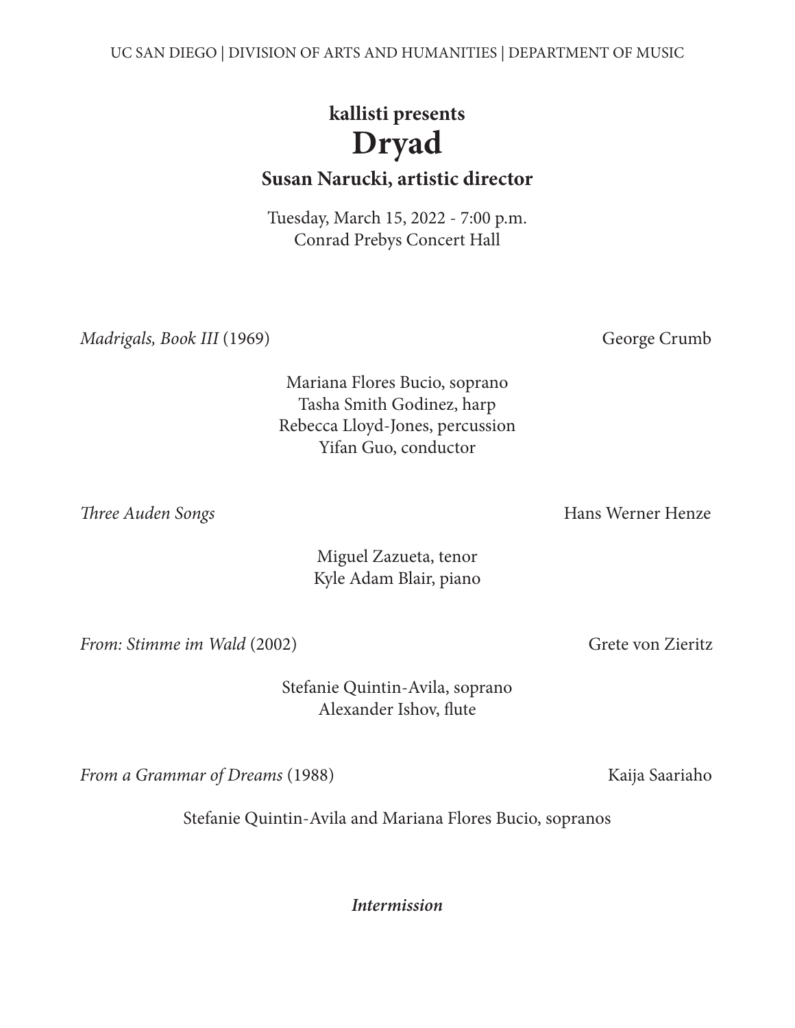UC SAN DIEGO | DIVISION OF ARTS AND HUMANITIES | DEPARTMENT OF MUSIC

**kallisti presents**

# Dryad

**Susan Narucki, artistic director**

Tuesday, March 15, 2022 - 7:00 p.m.
Conrad Prebys Concert Hall

*Madrigals, Book III* (1969) — George Crumb

Mariana Flores Bucio, soprano
Tasha Smith Godinez, harp
Rebecca Lloyd-Jones, percussion
Yifan Guo, conductor

*Three Auden Songs* — Hans Werner Henze

Miguel Zazueta, tenor
Kyle Adam Blair, piano

*From: Stimme im Wald* (2002) — Grete von Zieritz

Stefanie Quintin-Avila, soprano
Alexander Ishov, flute

*From a Grammar of Dreams* (1988) — Kaija Saariaho

Stefanie Quintin-Avila and Mariana Flores Bucio, sopranos

***Intermission***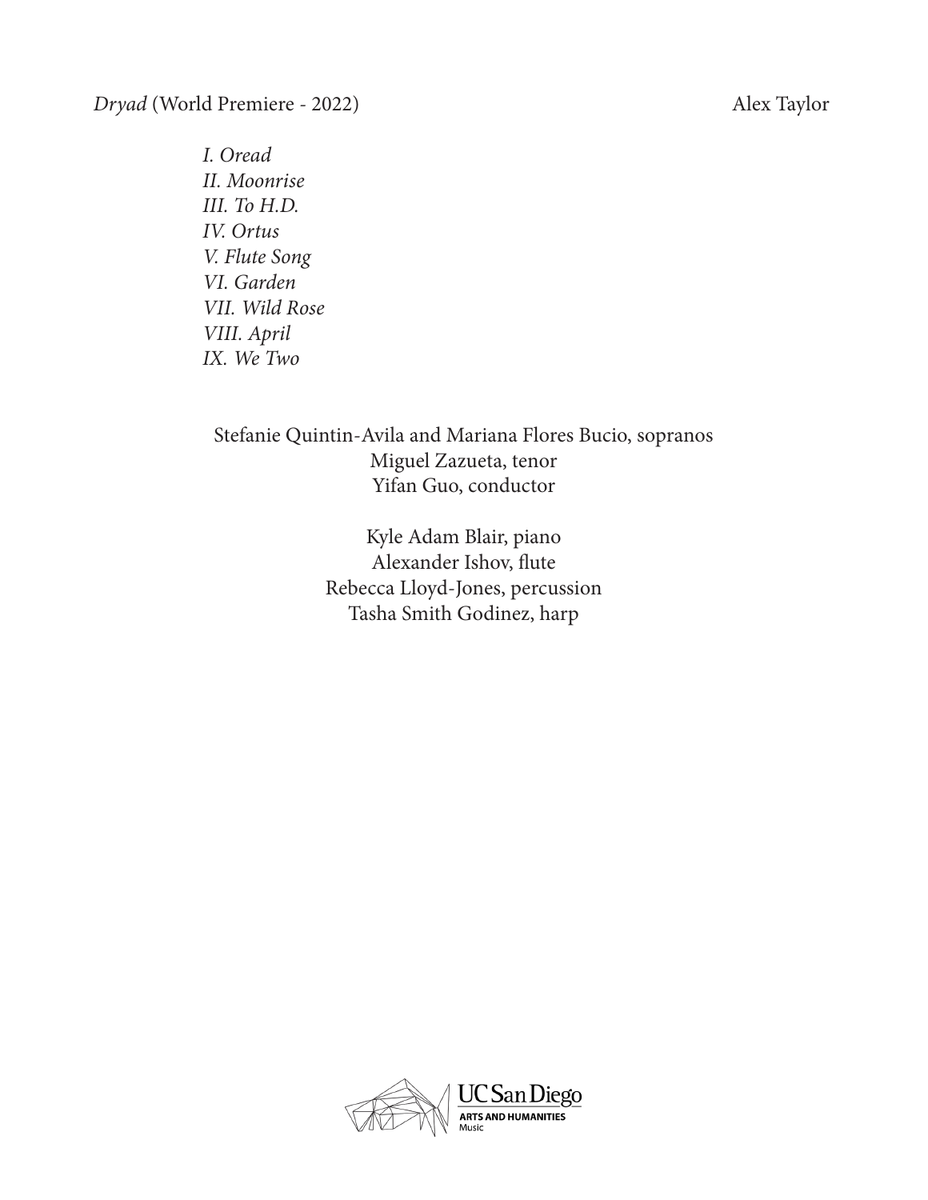*Dryad* (World Premiere - 2022) Alex Taylor

*I. Oread*
*II. Moonrise*
*III. To H.D.*
*IV. Ortus*
*V. Flute Song*
*VI. Garden*
*VII. Wild Rose*
*VIII. April*
*IX. We Two*

Stefanie Quintin-Avila and Mariana Flores Bucio, sopranos
Miguel Zazueta, tenor
Yifan Guo, conductor

Kyle Adam Blair, piano
Alexander Ishov, flute
Rebecca Lloyd-Jones, percussion
Tasha Smith Godinez, harp

UC San Diego
ARTS AND HUMANITIES
Music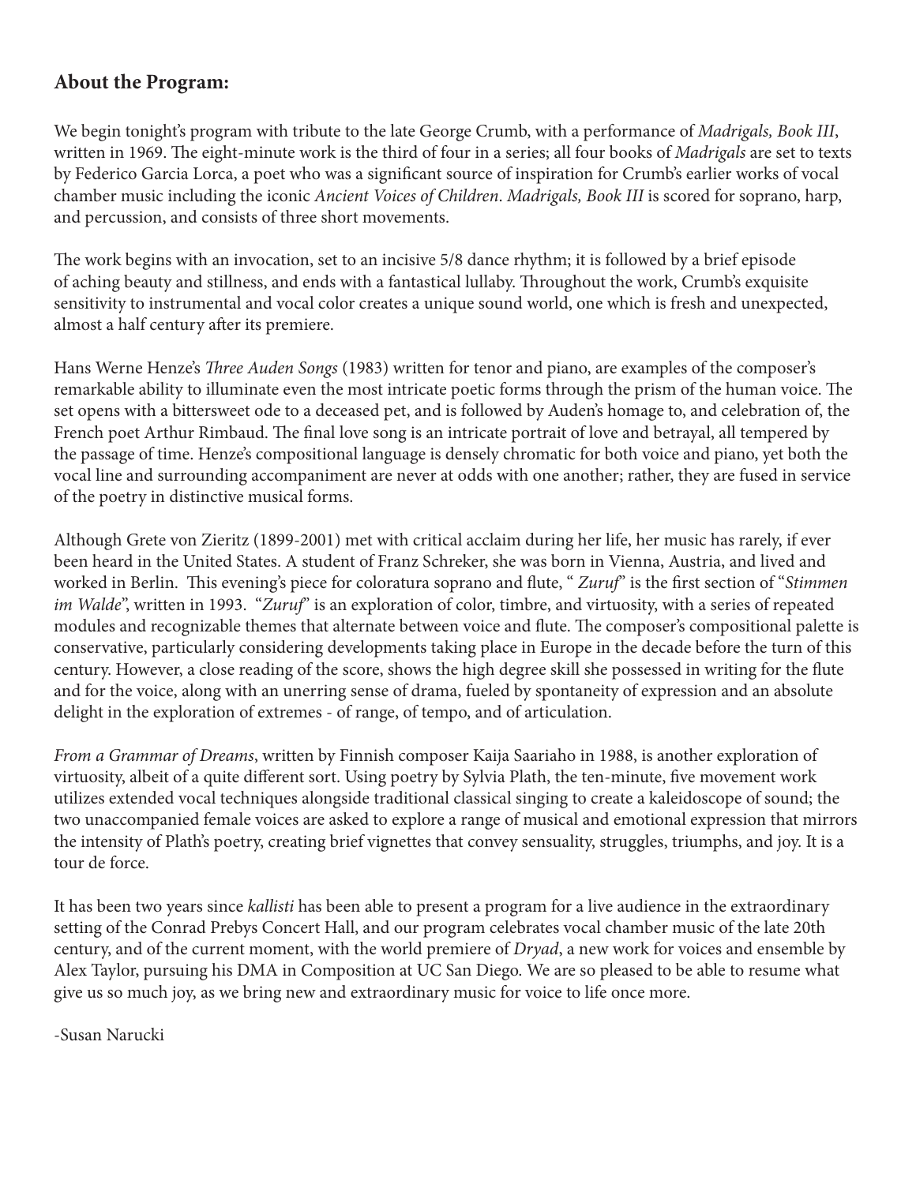## About the Program:

We begin tonight's program with tribute to the late George Crumb, with a performance of *Madrigals, Book III*, written in 1969. The eight-minute work is the third of four in a series; all four books of *Madrigals* are set to texts by Federico Garcia Lorca, a poet who was a significant source of inspiration for Crumb's earlier works of vocal chamber music including the iconic *Ancient Voices of Children*. *Madrigals, Book III* is scored for soprano, harp, and percussion, and consists of three short movements.

The work begins with an invocation, set to an incisive 5/8 dance rhythm; it is followed by a brief episode of aching beauty and stillness, and ends with a fantastical lullaby. Throughout the work, Crumb's exquisite sensitivity to instrumental and vocal color creates a unique sound world, one which is fresh and unexpected, almost a half century after its premiere.

Hans Werne Henze's *Three Auden Songs* (1983) written for tenor and piano, are examples of the composer's remarkable ability to illuminate even the most intricate poetic forms through the prism of the human voice. The set opens with a bittersweet ode to a deceased pet, and is followed by Auden's homage to, and celebration of, the French poet Arthur Rimbaud. The final love song is an intricate portrait of love and betrayal, all tempered by the passage of time. Henze's compositional language is densely chromatic for both voice and piano, yet both the vocal line and surrounding accompaniment are never at odds with one another; rather, they are fused in service of the poetry in distinctive musical forms.

Although Grete von Zieritz (1899-2001) met with critical acclaim during her life, her music has rarely, if ever been heard in the United States. A student of Franz Schreker, she was born in Vienna, Austria, and lived and worked in Berlin. This evening's piece for coloratura soprano and flute, " *Zuruf*" is the first section of "*Stimmen im Walde*", written in 1993. "*Zuruf*" is an exploration of color, timbre, and virtuosity, with a series of repeated modules and recognizable themes that alternate between voice and flute. The composer's compositional palette is conservative, particularly considering developments taking place in Europe in the decade before the turn of this century. However, a close reading of the score, shows the high degree skill she possessed in writing for the flute and for the voice, along with an unerring sense of drama, fueled by spontaneity of expression and an absolute delight in the exploration of extremes - of range, of tempo, and of articulation.

*From a Grammar of Dreams*, written by Finnish composer Kaija Saariaho in 1988, is another exploration of virtuosity, albeit of a quite different sort. Using poetry by Sylvia Plath, the ten-minute, five movement work utilizes extended vocal techniques alongside traditional classical singing to create a kaleidoscope of sound; the two unaccompanied female voices are asked to explore a range of musical and emotional expression that mirrors the intensity of Plath's poetry, creating brief vignettes that convey sensuality, struggles, triumphs, and joy. It is a tour de force.

It has been two years since *kallisti* has been able to present a program for a live audience in the extraordinary setting of the Conrad Prebys Concert Hall, and our program celebrates vocal chamber music of the late 20th century, and of the current moment, with the world premiere of *Dryad*, a new work for voices and ensemble by Alex Taylor, pursuing his DMA in Composition at UC San Diego. We are so pleased to be able to resume what give us so much joy, as we bring new and extraordinary music for voice to life once more.

-Susan Narucki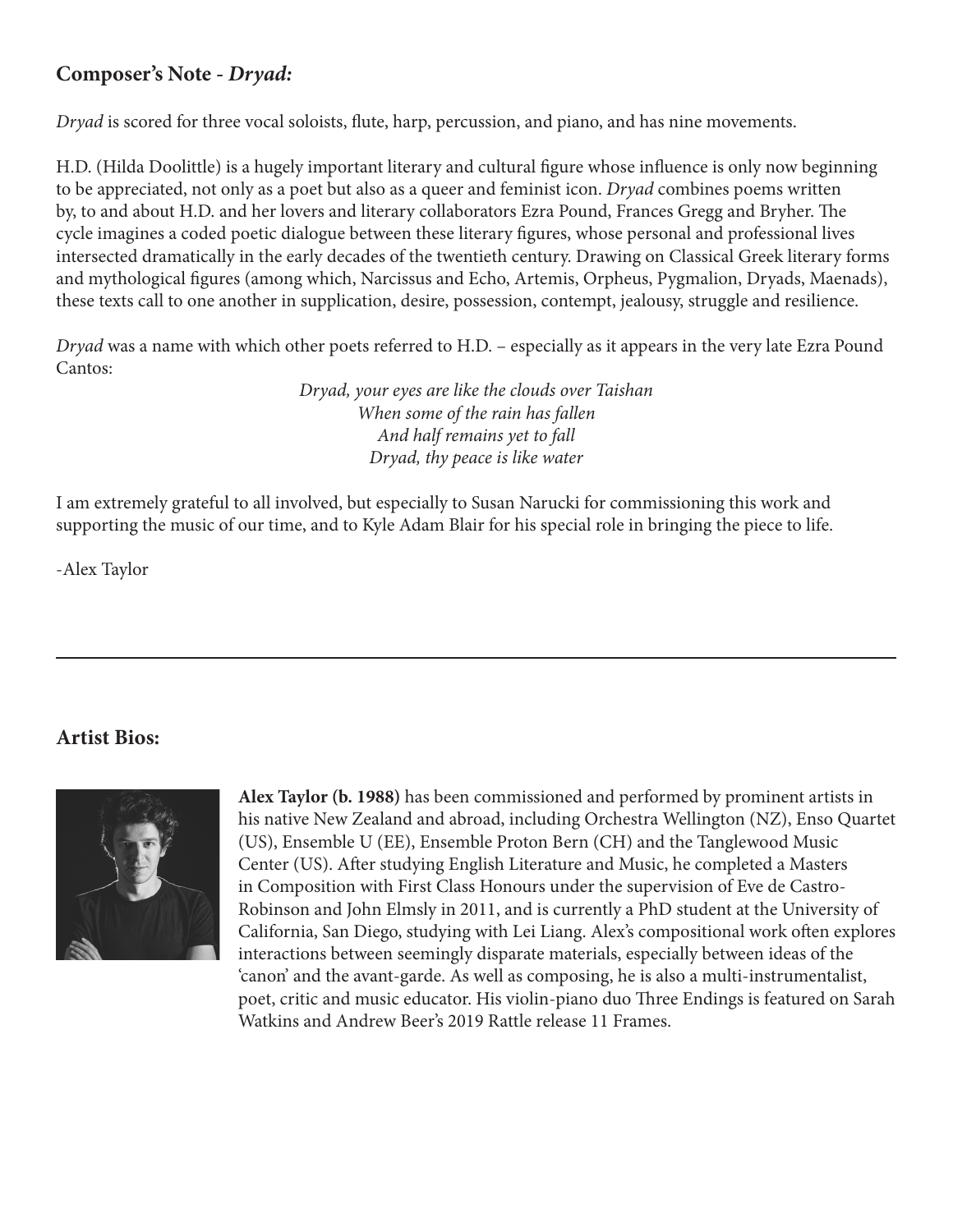## Composer's Note - *Dryad:*

*Dryad* is scored for three vocal soloists, flute, harp, percussion, and piano, and has nine movements.

H.D. (Hilda Doolittle) is a hugely important literary and cultural figure whose influence is only now beginning to be appreciated, not only as a poet but also as a queer and feminist icon. *Dryad* combines poems written by, to and about H.D. and her lovers and literary collaborators Ezra Pound, Frances Gregg and Bryher. The cycle imagines a coded poetic dialogue between these literary figures, whose personal and professional lives intersected dramatically in the early decades of the twentieth century. Drawing on Classical Greek literary forms and mythological figures (among which, Narcissus and Echo, Artemis, Orpheus, Pygmalion, Dryads, Maenads), these texts call to one another in supplication, desire, possession, contempt, jealousy, struggle and resilience.

*Dryad* was a name with which other poets referred to H.D. – especially as it appears in the very late Ezra Pound Cantos:

*Dryad, your eyes are like the clouds over Taishan*
*When some of the rain has fallen*
*And half remains yet to fall*
*Dryad, thy peace is like water*

I am extremely grateful to all involved, but especially to Susan Narucki for commissioning this work and supporting the music of our time, and to Kyle Adam Blair for his special role in bringing the piece to life.

-Alex Taylor

---

## Artist Bios:

**Alex Taylor (b. 1988)** has been commissioned and performed by prominent artists in his native New Zealand and abroad, including Orchestra Wellington (NZ), Enso Quartet (US), Ensemble U (EE), Ensemble Proton Bern (CH) and the Tanglewood Music Center (US). After studying English Literature and Music, he completed a Masters in Composition with First Class Honours under the supervision of Eve de Castro-Robinson and John Elmsly in 2011, and is currently a PhD student at the University of California, San Diego, studying with Lei Liang. Alex's compositional work often explores interactions between seemingly disparate materials, especially between ideas of the 'canon' and the avant-garde. As well as composing, he is also a multi-instrumentalist, poet, critic and music educator. His violin-piano duo Three Endings is featured on Sarah Watkins and Andrew Beer's 2019 Rattle release 11 Frames.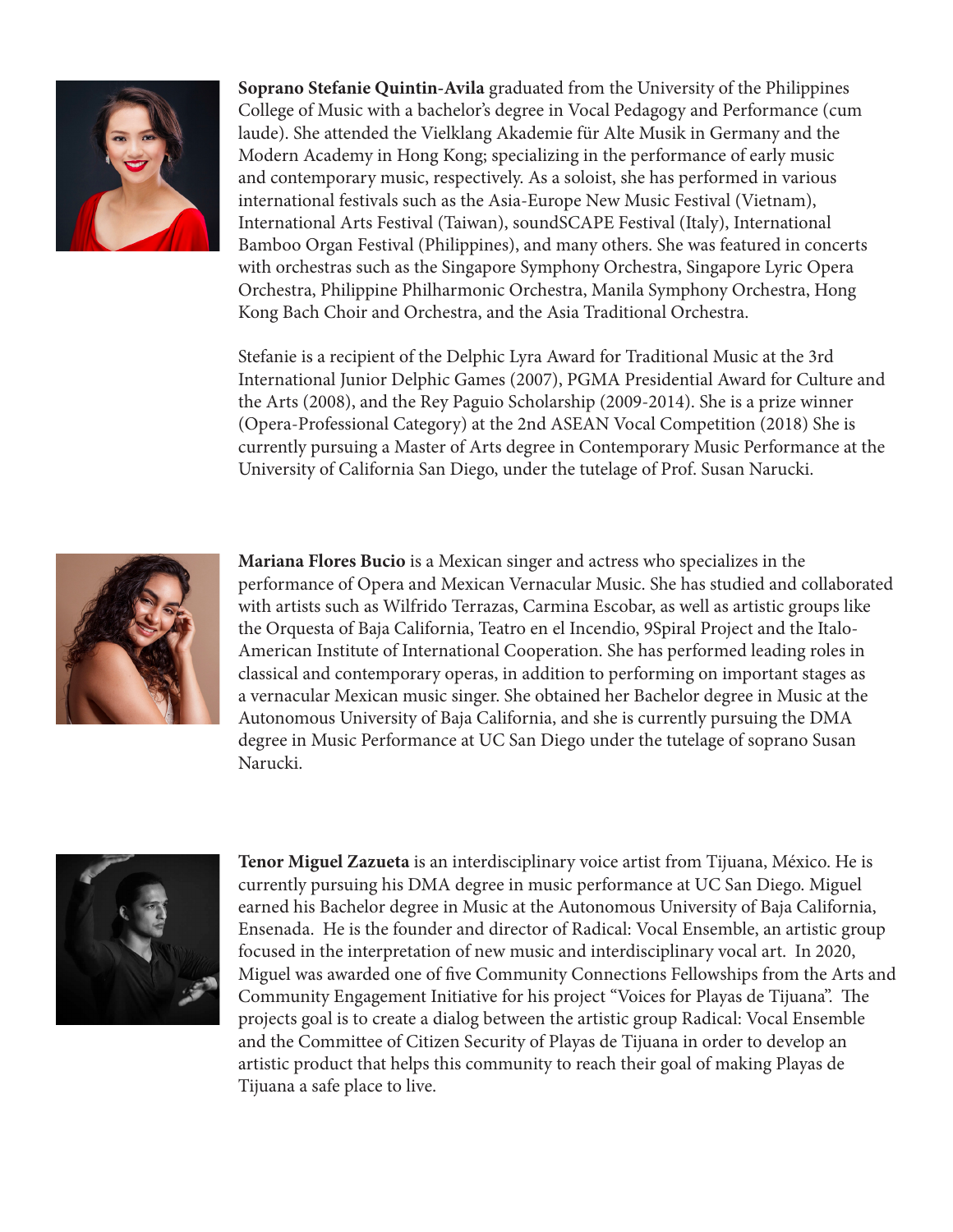**Soprano Stefanie Quintin-Avila** graduated from the University of the Philippines College of Music with a bachelor's degree in Vocal Pedagogy and Performance (cum laude). She attended the Vielklang Akademie für Alte Musik in Germany and the Modern Academy in Hong Kong; specializing in the performance of early music and contemporary music, respectively. As a soloist, she has performed in various international festivals such as the Asia-Europe New Music Festival (Vietnam), International Arts Festival (Taiwan), soundSCAPE Festival (Italy), International Bamboo Organ Festival (Philippines), and many others. She was featured in concerts with orchestras such as the Singapore Symphony Orchestra, Singapore Lyric Opera Orchestra, Philippine Philharmonic Orchestra, Manila Symphony Orchestra, Hong Kong Bach Choir and Orchestra, and the Asia Traditional Orchestra.

Stefanie is a recipient of the Delphic Lyra Award for Traditional Music at the 3rd International Junior Delphic Games (2007), PGMA Presidential Award for Culture and the Arts (2008), and the Rey Paguio Scholarship (2009-2014). She is a prize winner (Opera-Professional Category) at the 2nd ASEAN Vocal Competition (2018) She is currently pursuing a Master of Arts degree in Contemporary Music Performance at the University of California San Diego, under the tutelage of Prof. Susan Narucki.

**Mariana Flores Bucio** is a Mexican singer and actress who specializes in the performance of Opera and Mexican Vernacular Music. She has studied and collaborated with artists such as Wilfrido Terrazas, Carmina Escobar, as well as artistic groups like the Orquesta of Baja California, Teatro en el Incendio, 9Spiral Project and the Italo-American Institute of International Cooperation. She has performed leading roles in classical and contemporary operas, in addition to performing on important stages as a vernacular Mexican music singer. She obtained her Bachelor degree in Music at the Autonomous University of Baja California, and she is currently pursuing the DMA degree in Music Performance at UC San Diego under the tutelage of soprano Susan Narucki.

**Tenor Miguel Zazueta** is an interdisciplinary voice artist from Tijuana, México. He is currently pursuing his DMA degree in music performance at UC San Diego. Miguel earned his Bachelor degree in Music at the Autonomous University of Baja California, Ensenada. He is the founder and director of Radical: Vocal Ensemble, an artistic group focused in the interpretation of new music and interdisciplinary vocal art. In 2020, Miguel was awarded one of five Community Connections Fellowships from the Arts and Community Engagement Initiative for his project "Voices for Playas de Tijuana". The projects goal is to create a dialog between the artistic group Radical: Vocal Ensemble and the Committee of Citizen Security of Playas de Tijuana in order to develop an artistic product that helps this community to reach their goal of making Playas de Tijuana a safe place to live.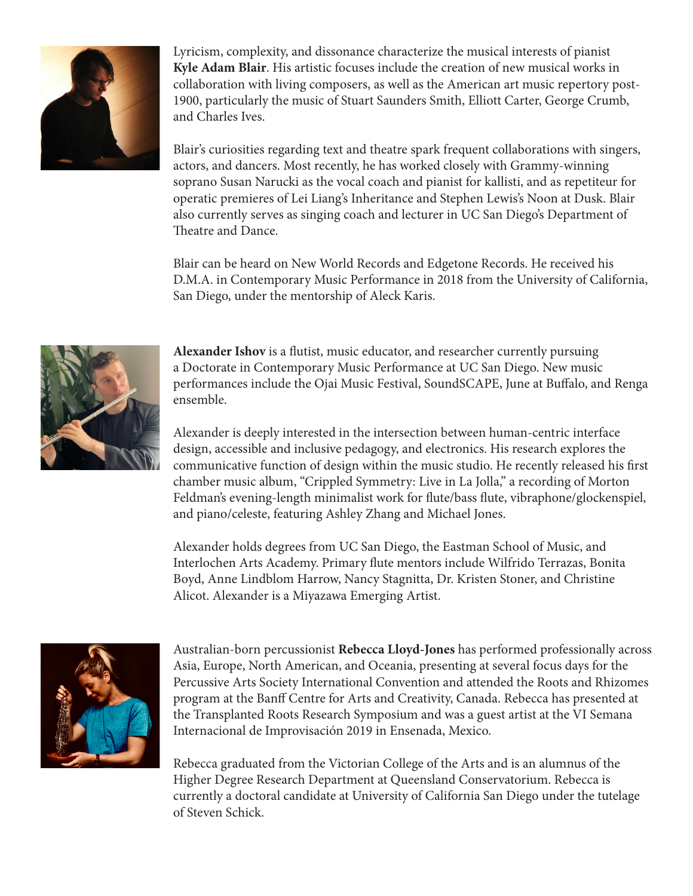Lyricism, complexity, and dissonance characterize the musical interests of pianist **Kyle Adam Blair**. His artistic focuses include the creation of new musical works in collaboration with living composers, as well as the American art music repertory post-1900, particularly the music of Stuart Saunders Smith, Elliott Carter, George Crumb, and Charles Ives.

Blair's curiosities regarding text and theatre spark frequent collaborations with singers, actors, and dancers. Most recently, he has worked closely with Grammy-winning soprano Susan Narucki as the vocal coach and pianist for kallisti, and as repetiteur for operatic premieres of Lei Liang's Inheritance and Stephen Lewis's Noon at Dusk. Blair also currently serves as singing coach and lecturer in UC San Diego's Department of Theatre and Dance.

Blair can be heard on New World Records and Edgetone Records. He received his D.M.A. in Contemporary Music Performance in 2018 from the University of California, San Diego, under the mentorship of Aleck Karis.

**Alexander Ishov** is a flutist, music educator, and researcher currently pursuing a Doctorate in Contemporary Music Performance at UC San Diego. New music performances include the Ojai Music Festival, SoundSCAPE, June at Buffalo, and Renga ensemble.

Alexander is deeply interested in the intersection between human-centric interface design, accessible and inclusive pedagogy, and electronics. His research explores the communicative function of design within the music studio. He recently released his first chamber music album, "Crippled Symmetry: Live in La Jolla," a recording of Morton Feldman's evening-length minimalist work for flute/bass flute, vibraphone/glockenspiel, and piano/celeste, featuring Ashley Zhang and Michael Jones.

Alexander holds degrees from UC San Diego, the Eastman School of Music, and Interlochen Arts Academy. Primary flute mentors include Wilfrido Terrazas, Bonita Boyd, Anne Lindblom Harrow, Nancy Stagnitta, Dr. Kristen Stoner, and Christine Alicot. Alexander is a Miyazawa Emerging Artist.

Australian-born percussionist **Rebecca Lloyd-Jones** has performed professionally across Asia, Europe, North American, and Oceania, presenting at several focus days for the Percussive Arts Society International Convention and attended the Roots and Rhizomes program at the Banff Centre for Arts and Creativity, Canada. Rebecca has presented at the Transplanted Roots Research Symposium and was a guest artist at the VI Semana Internacional de Improvisación 2019 in Ensenada, Mexico.

Rebecca graduated from the Victorian College of the Arts and is an alumnus of the Higher Degree Research Department at Queensland Conservatorium. Rebecca is currently a doctoral candidate at University of California San Diego under the tutelage of Steven Schick.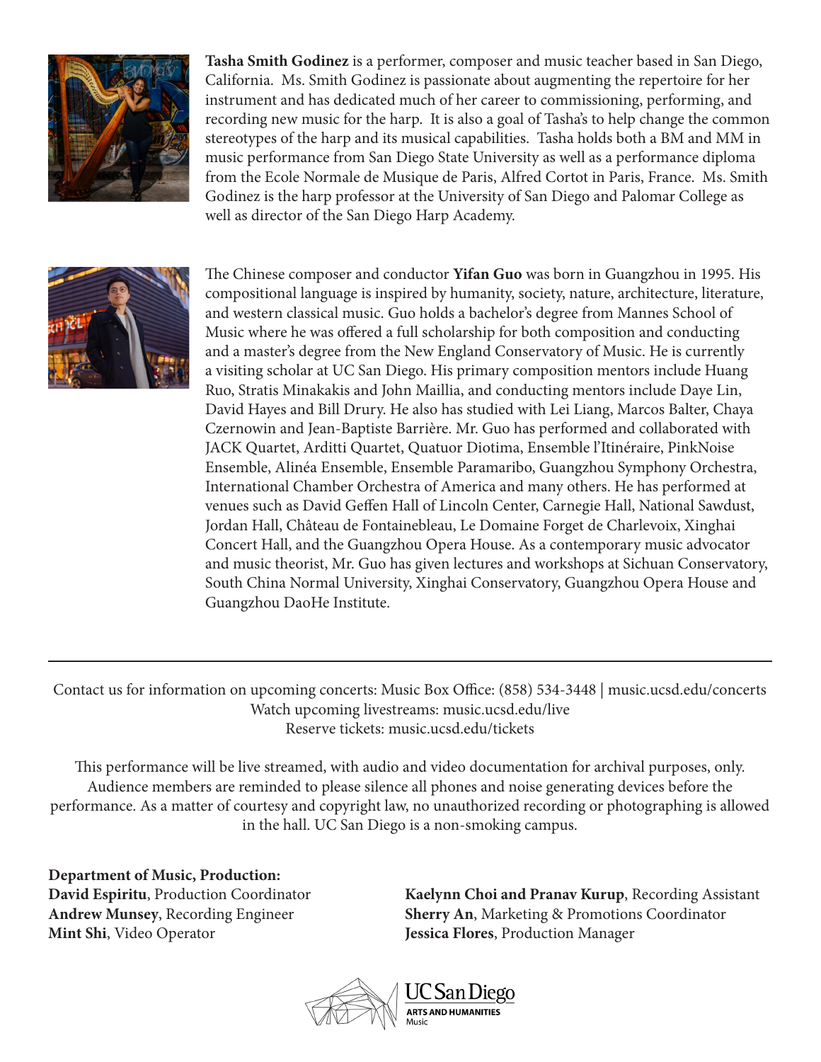**Tasha Smith Godinez** is a performer, composer and music teacher based in San Diego, California. Ms. Smith Godinez is passionate about augmenting the repertoire for her instrument and has dedicated much of her career to commissioning, performing, and recording new music for the harp. It is also a goal of Tasha's to help change the common stereotypes of the harp and its musical capabilities. Tasha holds both a BM and MM in music performance from San Diego State University as well as a performance diploma from the Ecole Normale de Musique de Paris, Alfred Cortot in Paris, France. Ms. Smith Godinez is the harp professor at the University of San Diego and Palomar College as well as director of the San Diego Harp Academy.

The Chinese composer and conductor **Yifan Guo** was born in Guangzhou in 1995. His compositional language is inspired by humanity, society, nature, architecture, literature, and western classical music. Guo holds a bachelor's degree from Mannes School of Music where he was offered a full scholarship for both composition and conducting and a master's degree from the New England Conservatory of Music. He is currently a visiting scholar at UC San Diego. His primary composition mentors include Huang Ruo, Stratis Minakakis and John Maillia, and conducting mentors include Daye Lin, David Hayes and Bill Drury. He also has studied with Lei Liang, Marcos Balter, Chaya Czernowin and Jean-Baptiste Barrière. Mr. Guo has performed and collaborated with JACK Quartet, Arditti Quartet, Quatuor Diotima, Ensemble l'Itinéraire, PinkNoise Ensemble, Alinéa Ensemble, Ensemble Paramaribo, Guangzhou Symphony Orchestra, International Chamber Orchestra of America and many others. He has performed at venues such as David Geffen Hall of Lincoln Center, Carnegie Hall, National Sawdust, Jordan Hall, Château de Fontainebleau, Le Domaine Forget de Charlevoix, Xinghai Concert Hall, and the Guangzhou Opera House. As a contemporary music advocator and music theorist, Mr. Guo has given lectures and workshops at Sichuan Conservatory, South China Normal University, Xinghai Conservatory, Guangzhou Opera House and Guangzhou DaoHe Institute.

---

Contact us for information on upcoming concerts: Music Box Office: (858) 534-3448 | music.ucsd.edu/concerts
Watch upcoming livestreams: music.ucsd.edu/live
Reserve tickets: music.ucsd.edu/tickets

This performance will be live streamed, with audio and video documentation for archival purposes, only. Audience members are reminded to please silence all phones and noise generating devices before the performance. As a matter of courtesy and copyright law, no unauthorized recording or photographing is allowed in the hall. UC San Diego is a non-smoking campus.

**Department of Music, Production:**
**David Espiritu**, Production Coordinator
**Andrew Munsey**, Recording Engineer
**Mint Shi**, Video Operator
**Kaelynn Choi and Pranav Kurup**, Recording Assistant
**Sherry An**, Marketing & Promotions Coordinator
**Jessica Flores**, Production Manager

UC San Diego
ARTS AND HUMANITIES
Music